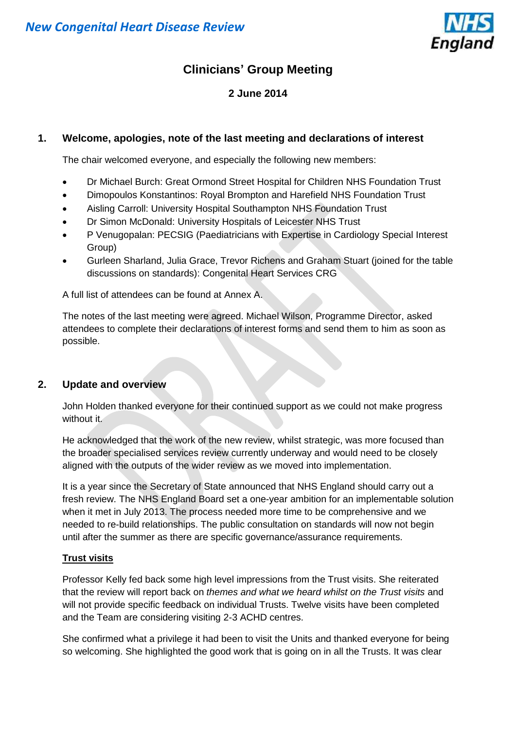*New Congenital Heart Disease Review*

# Clinicians' Group Meeting

**2 June 2014**

## 1. Welcome, apologies, note of the last meeting and declarations of interest

The chair welcomed everyone, and especially the following new members:

- Dr Michael Burch: Great Ormond Street Hospital for Children NHS Foundation Trust
- Dimopoulos Konstantinos: Royal Brompton and Harefield NHS Foundation Trust
- Aisling Carroll: University Hospital Southampton NHS Foundation Trust
- Dr Simon McDonald: University Hospitals of Leicester NHS Trust
- P Venugopalan: PECSIG (Paediatricians with Expertise in Cardiology Special Interest Group)
- Gurleen Sharland, Julia Grace, Trevor Richens and Graham Stuart (joined for the table discussions on standards): Congenital Heart Services CRG

A full list of attendees can be found at Annex A.

The notes of the last meeting were agreed. Michael Wilson, Programme Director, asked attendees to complete their declarations of interest forms and send them to him as soon as possible.

## 2. Update and overview

John Holden thanked everyone for their continued support as we could not make progress without it.

He acknowledged that the work of the new review, whilst strategic, was more focused than the broader specialised services review currently underway and would need to be closely aligned with the outputs of the wider review as we moved into implementation.

It is a year since the Secretary of State announced that NHS England should carry out a fresh review. The NHS England Board set a one-year ambition for an implementable solution when it met in July 2013. The process needed more time to be comprehensive and we needed to re-build relationships. The public consultation on standards will now not begin until after the summer as there are specific governance/assurance requirements.

### Trust visits

Professor Kelly fed back some high level impressions from the Trust visits. She reiterated that the review will report back on *themes and what we heard whilst on the Trust visits* and will not provide specific feedback on individual Trusts. Twelve visits have been completed and the Team are considering visiting 2-3 ACHD centres.

She confirmed what a privilege it had been to visit the Units and thanked everyone for being so welcoming. She highlighted the good work that is going on in all the Trusts. It was clear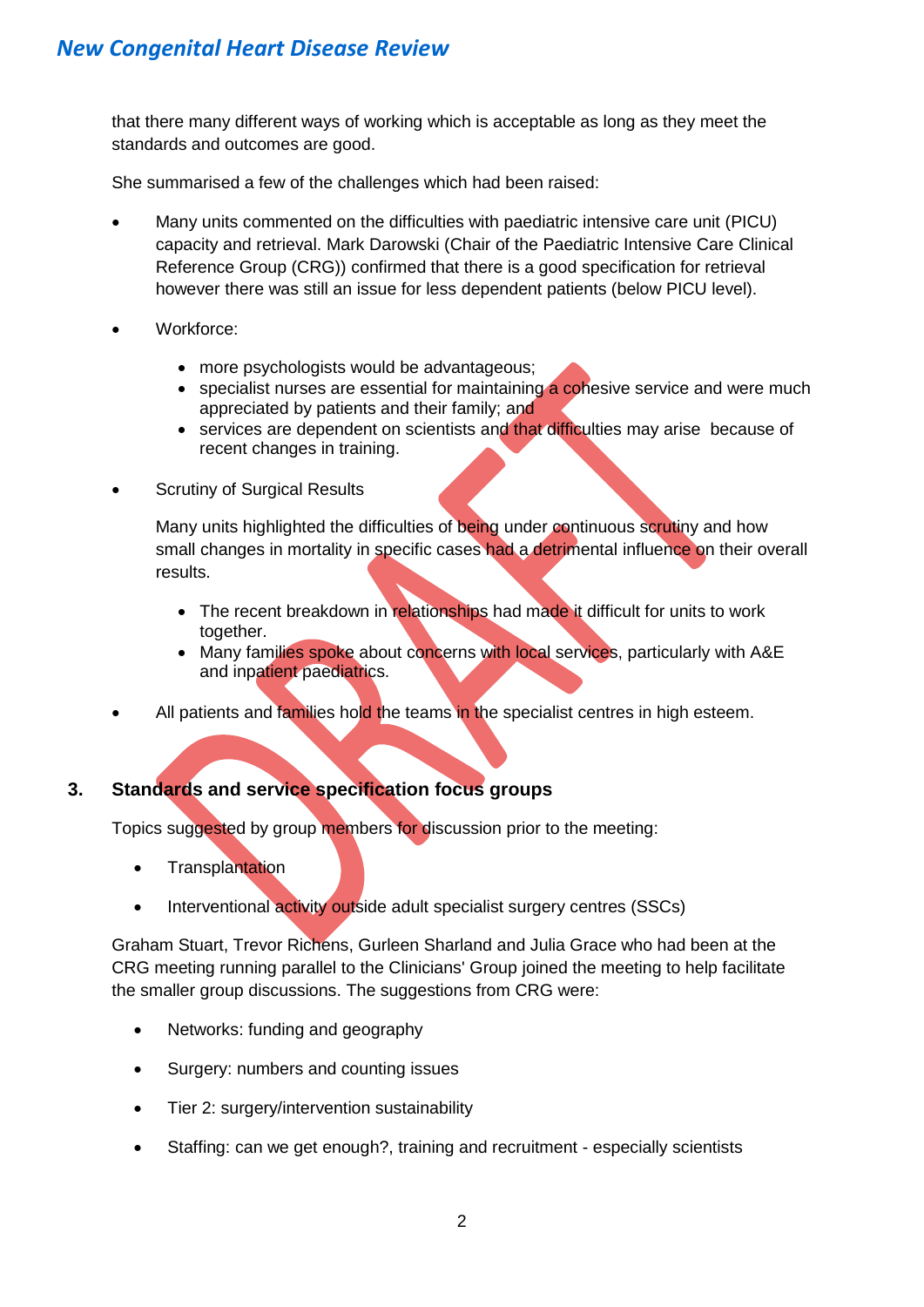that there many different ways of working which is acceptable as long as they meet the standards and outcomes are good.

She summarised a few of the challenges which had been raised:

- Many units commented on the difficulties with paediatric intensive care unit (PICU) capacity and retrieval. Mark Darowski (Chair of the Paediatric Intensive Care Clinical Reference Group (CRG)) confirmed that there is a good specification for retrieval however there was still an issue for less dependent patients (below PICU level).

- Workforce:

  - more psychologists would be advantageous;
  - specialist nurses are essential for maintaining a cohesive service and were much appreciated by patients and their family; and
  - services are dependent on scientists and that difficulties may arise because of recent changes in training.

- Scrutiny of Surgical Results

  Many units highlighted the difficulties of being under continuous scrutiny and how small changes in mortality in specific cases had a detrimental influence on their overall results.

  - The recent breakdown in relationships had made it difficult for units to work together.
  - Many families spoke about concerns with local services, particularly with A&E and inpatient paediatrics.

- All patients and families hold the teams in the specialist centres in high esteem.

## 3. Standards and service specification focus groups

Topics suggested by group members for discussion prior to the meeting:

- Transplantation
- Interventional activity outside adult specialist surgery centres (SSCs)

Graham Stuart, Trevor Richens, Gurleen Sharland and Julia Grace who had been at the CRG meeting running parallel to the Clinicians' Group joined the meeting to help facilitate the smaller group discussions. The suggestions from CRG were:

- Networks: funding and geography
- Surgery: numbers and counting issues
- Tier 2: surgery/intervention sustainability
- Staffing: can we get enough?, training and recruitment - especially scientists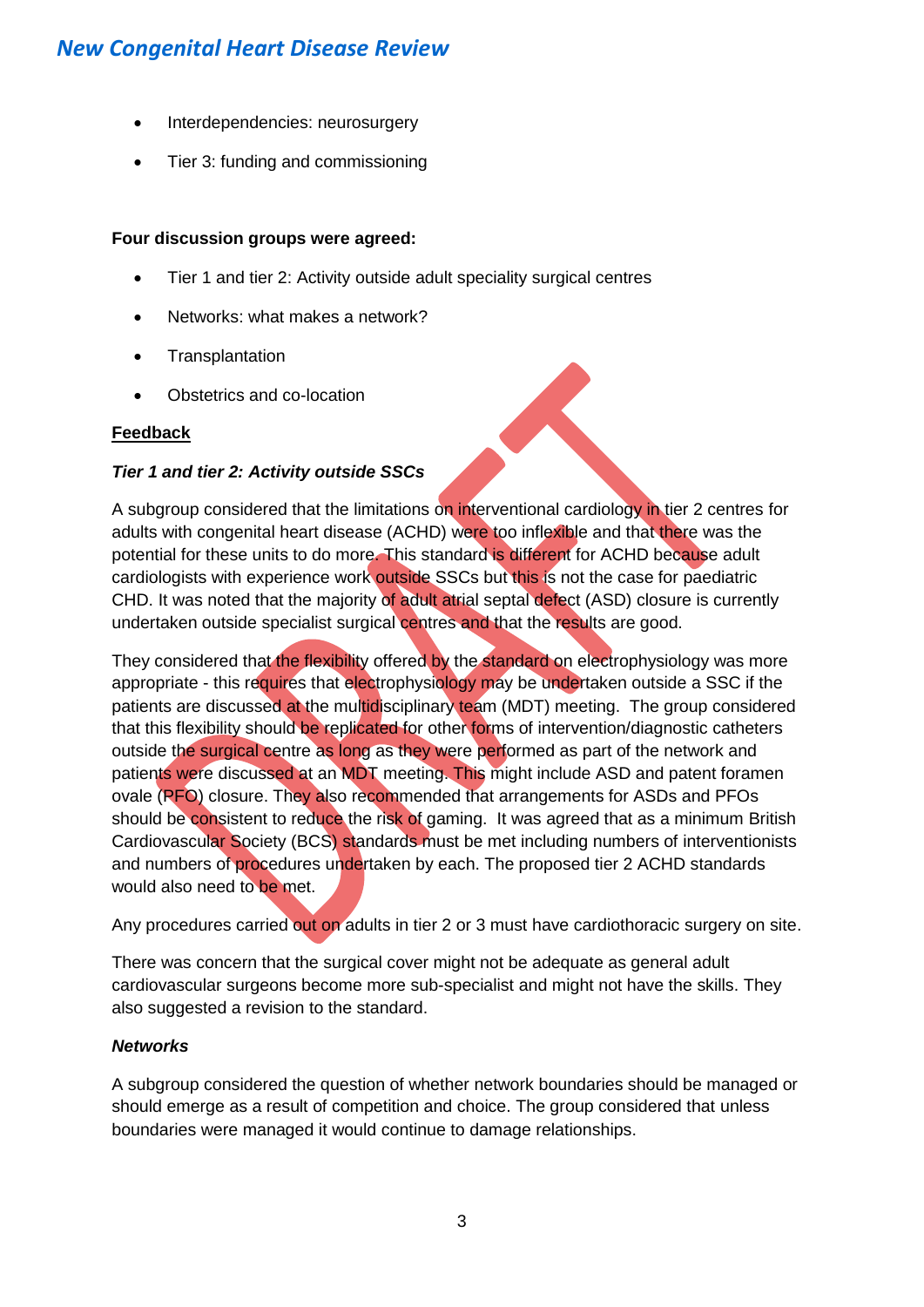- Interdependencies: neurosurgery
- Tier 3: funding and commissioning

**Four discussion groups were agreed:**

- Tier 1 and tier 2: Activity outside adult speciality surgical centres
- Networks: what makes a network?
- Transplantation
- Obstetrics and co-location

**Feedback**

***Tier 1 and tier 2: Activity outside SSCs***

A subgroup considered that the limitations on interventional cardiology in tier 2 centres for adults with congenital heart disease (ACHD) were too inflexible and that there was the potential for these units to do more. This standard is different for ACHD because adult cardiologists with experience work outside SSCs but this is not the case for paediatric CHD. It was noted that the majority of adult atrial septal defect (ASD) closure is currently undertaken outside specialist surgical centres and that the results are good.

They considered that the flexibility offered by the standard on electrophysiology was more appropriate - this requires that electrophysiology may be undertaken outside a SSC if the patients are discussed at the multidisciplinary team (MDT) meeting. The group considered that this flexibility should be replicated for other forms of intervention/diagnostic catheters outside the surgical centre as long as they were performed as part of the network and patients were discussed at an MDT meeting. This might include ASD and patent foramen ovale (PFO) closure. They also recommended that arrangements for ASDs and PFOs should be consistent to reduce the risk of gaming. It was agreed that as a minimum British Cardiovascular Society (BCS) standards must be met including numbers of interventionists and numbers of procedures undertaken by each. The proposed tier 2 ACHD standards would also need to be met.

Any procedures carried out on adults in tier 2 or 3 must have cardiothoracic surgery on site.

There was concern that the surgical cover might not be adequate as general adult cardiovascular surgeons become more sub-specialist and might not have the skills. They also suggested a revision to the standard.

***Networks***

A subgroup considered the question of whether network boundaries should be managed or should emerge as a result of competition and choice. The group considered that unless boundaries were managed it would continue to damage relationships.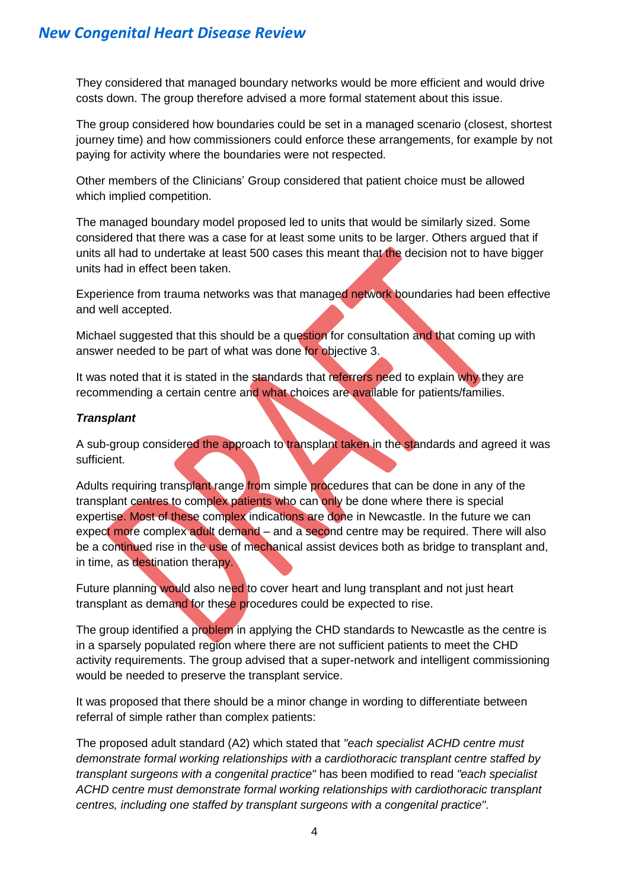They considered that managed boundary networks would be more efficient and would drive costs down. The group therefore advised a more formal statement about this issue.

The group considered how boundaries could be set in a managed scenario (closest, shortest journey time) and how commissioners could enforce these arrangements, for example by not paying for activity where the boundaries were not respected.

Other members of the Clinicians' Group considered that patient choice must be allowed which implied competition.

The managed boundary model proposed led to units that would be similarly sized. Some considered that there was a case for at least some units to be larger. Others argued that if units all had to undertake at least 500 cases this meant that the decision not to have bigger units had in effect been taken.

Experience from trauma networks was that managed network boundaries had been effective and well accepted.

Michael suggested that this should be a question for consultation and that coming up with answer needed to be part of what was done for objective 3.

It was noted that it is stated in the standards that referrers need to explain why they are recommending a certain centre and what choices are available for patients/families.

***Transplant***

A sub-group considered the approach to transplant taken in the standards and agreed it was sufficient.

Adults requiring transplant range from simple procedures that can be done in any of the transplant centres to complex patients who can only be done where there is special expertise. Most of these complex indications are done in Newcastle. In the future we can expect more complex adult demand – and a second centre may be required. There will also be a continued rise in the use of mechanical assist devices both as bridge to transplant and, in time, as destination therapy.

Future planning would also need to cover heart and lung transplant and not just heart transplant as demand for these procedures could be expected to rise.

The group identified a problem in applying the CHD standards to Newcastle as the centre is in a sparsely populated region where there are not sufficient patients to meet the CHD activity requirements. The group advised that a super-network and intelligent commissioning would be needed to preserve the transplant service.

It was proposed that there should be a minor change in wording to differentiate between referral of simple rather than complex patients:

The proposed adult standard (A2) which stated that *"each specialist ACHD centre must demonstrate formal working relationships with a cardiothoracic transplant centre staffed by transplant surgeons with a congenital practice"* has been modified to read *"each specialist ACHD centre must demonstrate formal working relationships with cardiothoracic transplant centres, including one staffed by transplant surgeons with a congenital practice".*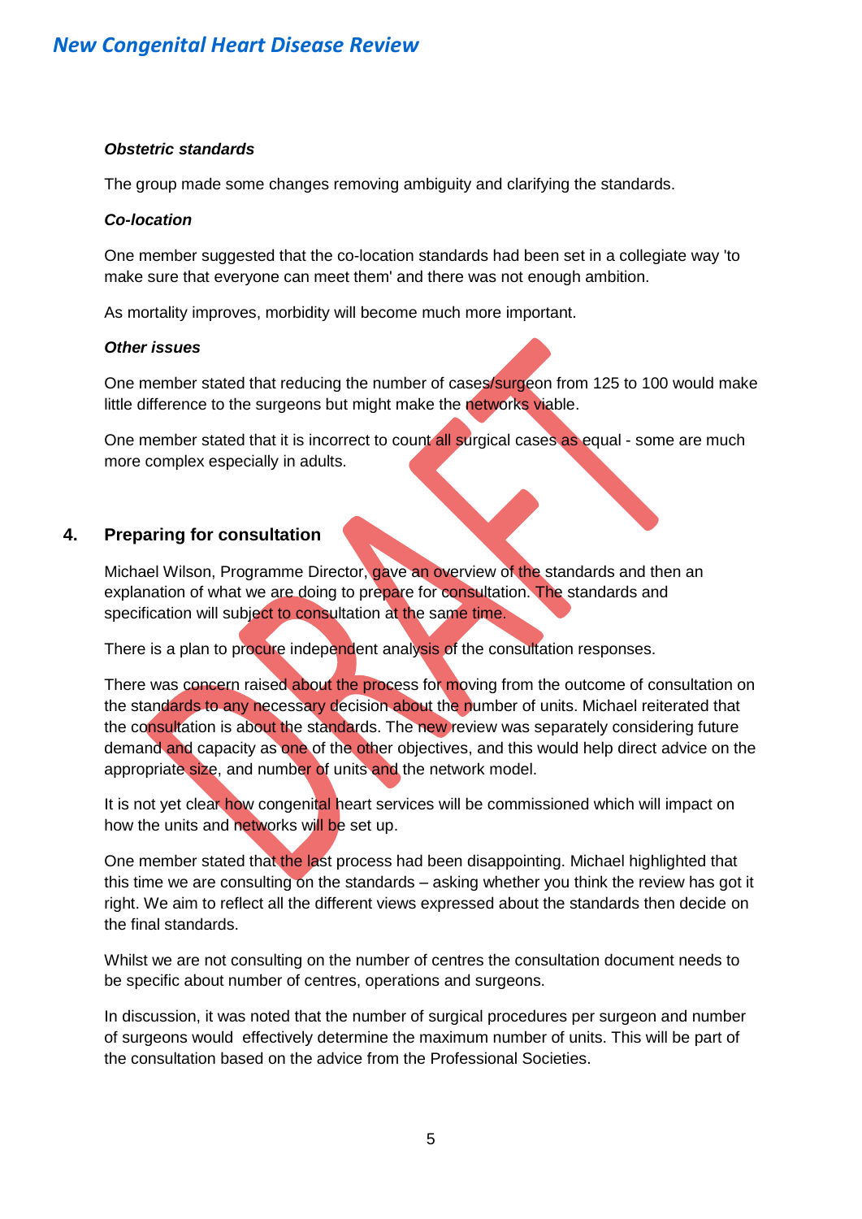***Obstetric standards***

The group made some changes removing ambiguity and clarifying the standards.

***Co-location***

One member suggested that the co-location standards had been set in a collegiate way 'to make sure that everyone can meet them' and there was not enough ambition.

As mortality improves, morbidity will become much more important.

***Other issues***

One member stated that reducing the number of cases/surgeon from 125 to 100 would make little difference to the surgeons but might make the networks viable.

One member stated that it is incorrect to count all surgical cases as equal - some are much more complex especially in adults.

## 4. Preparing for consultation

Michael Wilson, Programme Director, gave an overview of the standards and then an explanation of what we are doing to prepare for consultation. The standards and specification will subject to consultation at the same time.

There is a plan to procure independent analysis of the consultation responses.

There was concern raised about the process for moving from the outcome of consultation on the standards to any necessary decision about the number of units. Michael reiterated that the consultation is about the standards. The new review was separately considering future demand and capacity as one of the other objectives, and this would help direct advice on the appropriate size, and number of units and the network model.

It is not yet clear how congenital heart services will be commissioned which will impact on how the units and networks will be set up.

One member stated that the last process had been disappointing. Michael highlighted that this time we are consulting on the standards – asking whether you think the review has got it right. We aim to reflect all the different views expressed about the standards then decide on the final standards.

Whilst we are not consulting on the number of centres the consultation document needs to be specific about number of centres, operations and surgeons.

In discussion, it was noted that the number of surgical procedures per surgeon and number of surgeons would effectively determine the maximum number of units. This will be part of the consultation based on the advice from the Professional Societies.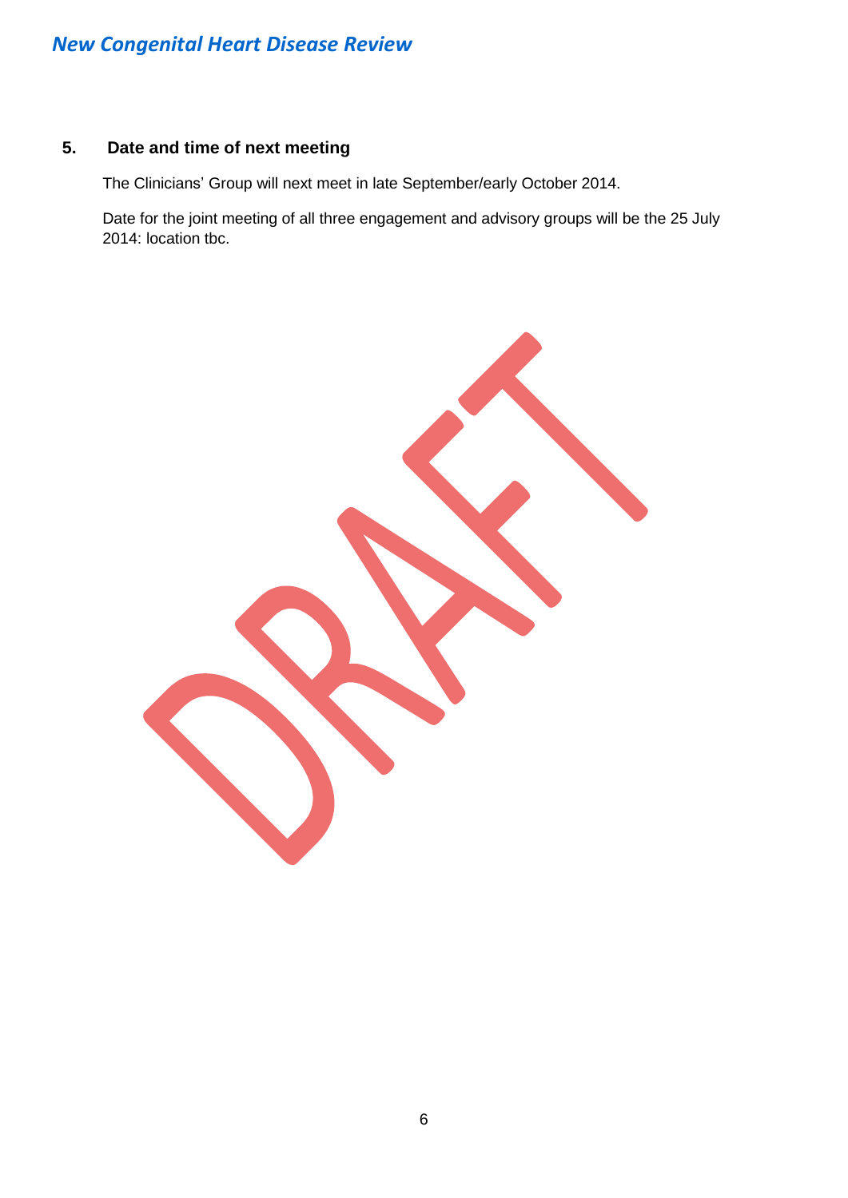## 5. Date and time of next meeting

The Clinicians' Group will next meet in late September/early October 2014.

Date for the joint meeting of all three engagement and advisory groups will be the 25 July 2014: location tbc.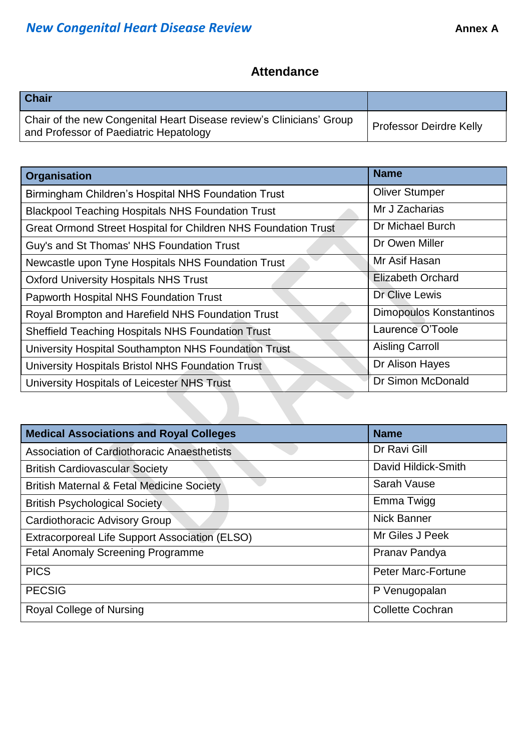## Annex A

## Attendance

| Chair | |
|---|---|
| Chair of the new Congenital Heart Disease review's Clinicians' Group and Professor of Paediatric Hepatology | Professor Deirdre Kelly |

| Organisation | Name |
|---|---|
| Birmingham Children's Hospital NHS Foundation Trust | Oliver Stumper |
| Blackpool Teaching Hospitals NHS Foundation Trust | Mr J Zacharias |
| Great Ormond Street Hospital for Children NHS Foundation Trust | Dr Michael Burch |
| Guy's and St Thomas' NHS Foundation Trust | Dr Owen Miller |
| Newcastle upon Tyne Hospitals NHS Foundation Trust | Mr Asif Hasan |
| Oxford University Hospitals NHS Trust | Elizabeth Orchard |
| Papworth Hospital NHS Foundation Trust | Dr Clive Lewis |
| Royal Brompton and Harefield NHS Foundation Trust | Dimopoulos Konstantinos |
| Sheffield Teaching Hospitals NHS Foundation Trust | Laurence O'Toole |
| University Hospital Southampton NHS Foundation Trust | Aisling Carroll |
| University Hospitals Bristol NHS Foundation Trust | Dr Alison Hayes |
| University Hospitals of Leicester NHS Trust | Dr Simon McDonald |

| Medical Associations and Royal Colleges | Name |
|---|---|
| Association of Cardiothoracic Anaesthetists | Dr Ravi Gill |
| British Cardiovascular Society | David Hildick-Smith |
| British Maternal & Fetal Medicine Society | Sarah Vause |
| British Psychological Society | Emma Twigg |
| Cardiothoracic Advisory Group | Nick Banner |
| Extracorporeal Life Support Association (ELSO) | Mr Giles J Peek |
| Fetal Anomaly Screening Programme | Pranav Pandya |
| PICS | Peter Marc-Fortune |
| PECSIG | P Venugopalan |
| Royal College of Nursing | Collette Cochran |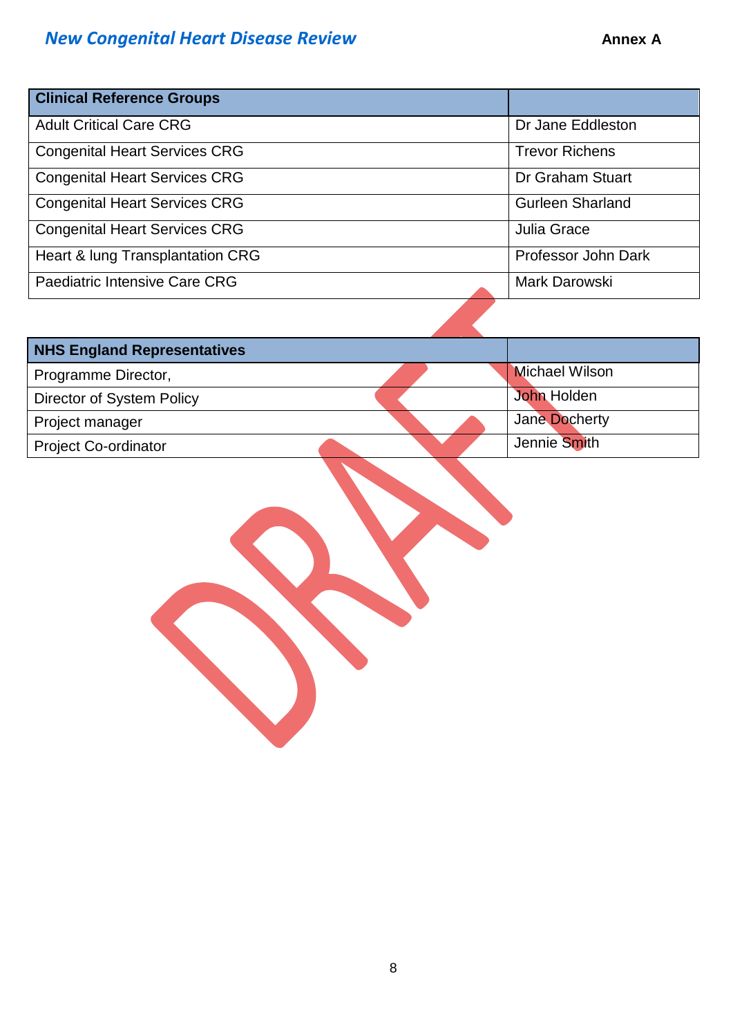| Clinical Reference Groups | |
|---|---|
| Adult Critical Care CRG | Dr Jane Eddleston |
| Congenital Heart Services CRG | Trevor Richens |
| Congenital Heart Services CRG | Dr Graham Stuart |
| Congenital Heart Services CRG | Gurleen Sharland |
| Congenital Heart Services CRG | Julia Grace |
| Heart & lung Transplantation CRG | Professor John Dark |
| Paediatric Intensive Care CRG | Mark Darowski |

| NHS England Representatives | |
|---|---|
| Programme Director, | Michael Wilson |
| Director of System Policy | John Holden |
| Project manager | Jane Docherty |
| Project Co-ordinator | Jennie Smith |

DRAFT